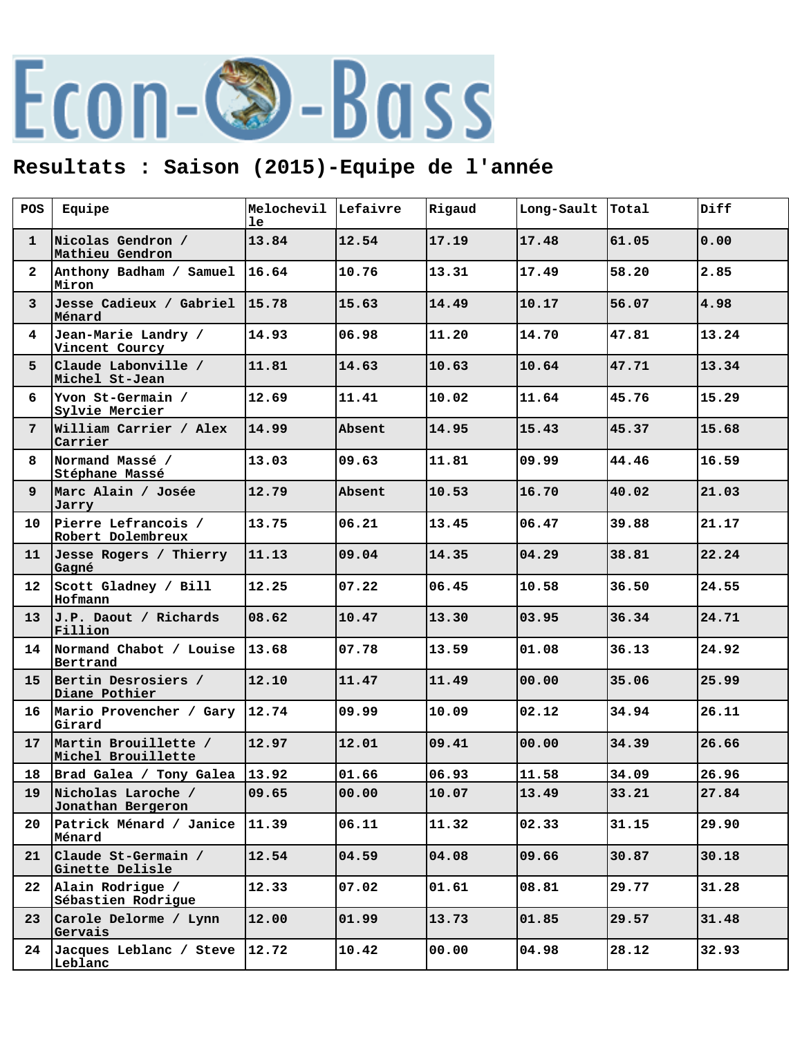# Econ-O-Bass

## Resultats : Saison (2015)-Equipe de l'année

| POS | Equipe | Melochevil le | Lefaivre | Rigaud | Long-Sault | Total | Diff |
|---|---|---|---|---|---|---|---|
| 1 | Nicolas Gendron / Mathieu Gendron | 13.84 | 12.54 | 17.19 | 17.48 | 61.05 | 0.00 |
| 2 | Anthony Badham / Samuel Miron | 16.64 | 10.76 | 13.31 | 17.49 | 58.20 | 2.85 |
| 3 | Jesse Cadieux / Gabriel Ménard | 15.78 | 15.63 | 14.49 | 10.17 | 56.07 | 4.98 |
| 4 | Jean-Marie Landry / Vincent Courcy | 14.93 | 06.98 | 11.20 | 14.70 | 47.81 | 13.24 |
| 5 | Claude Labonville / Michel St-Jean | 11.81 | 14.63 | 10.63 | 10.64 | 47.71 | 13.34 |
| 6 | Yvon St-Germain / Sylvie Mercier | 12.69 | 11.41 | 10.02 | 11.64 | 45.76 | 15.29 |
| 7 | William Carrier / Alex Carrier | 14.99 | Absent | 14.95 | 15.43 | 45.37 | 15.68 |
| 8 | Normand Massé / Stéphane Massé | 13.03 | 09.63 | 11.81 | 09.99 | 44.46 | 16.59 |
| 9 | Marc Alain / Josée Jarry | 12.79 | Absent | 10.53 | 16.70 | 40.02 | 21.03 |
| 10 | Pierre Lefrancois / Robert Dolembreux | 13.75 | 06.21 | 13.45 | 06.47 | 39.88 | 21.17 |
| 11 | Jesse Rogers / Thierry Gagné | 11.13 | 09.04 | 14.35 | 04.29 | 38.81 | 22.24 |
| 12 | Scott Gladney / Bill Hofmann | 12.25 | 07.22 | 06.45 | 10.58 | 36.50 | 24.55 |
| 13 | J.P. Daout / Richards Fillion | 08.62 | 10.47 | 13.30 | 03.95 | 36.34 | 24.71 |
| 14 | Normand Chabot / Louise Bertrand | 13.68 | 07.78 | 13.59 | 01.08 | 36.13 | 24.92 |
| 15 | Bertin Desrosiers / Diane Pothier | 12.10 | 11.47 | 11.49 | 00.00 | 35.06 | 25.99 |
| 16 | Mario Provencher / Gary Girard | 12.74 | 09.99 | 10.09 | 02.12 | 34.94 | 26.11 |
| 17 | Martin Brouillette / Michel Brouillette | 12.97 | 12.01 | 09.41 | 00.00 | 34.39 | 26.66 |
| 18 | Brad Galea / Tony Galea | 13.92 | 01.66 | 06.93 | 11.58 | 34.09 | 26.96 |
| 19 | Nicholas Laroche / Jonathan Bergeron | 09.65 | 00.00 | 10.07 | 13.49 | 33.21 | 27.84 |
| 20 | Patrick Ménard / Janice Ménard | 11.39 | 06.11 | 11.32 | 02.33 | 31.15 | 29.90 |
| 21 | Claude St-Germain / Ginette Delisle | 12.54 | 04.59 | 04.08 | 09.66 | 30.87 | 30.18 |
| 22 | Alain Rodrigue / Sébastien Rodrigue | 12.33 | 07.02 | 01.61 | 08.81 | 29.77 | 31.28 |
| 23 | Carole Delorme / Lynn Gervais | 12.00 | 01.99 | 13.73 | 01.85 | 29.57 | 31.48 |
| 24 | Jacques Leblanc / Steve Leblanc | 12.72 | 10.42 | 00.00 | 04.98 | 28.12 | 32.93 |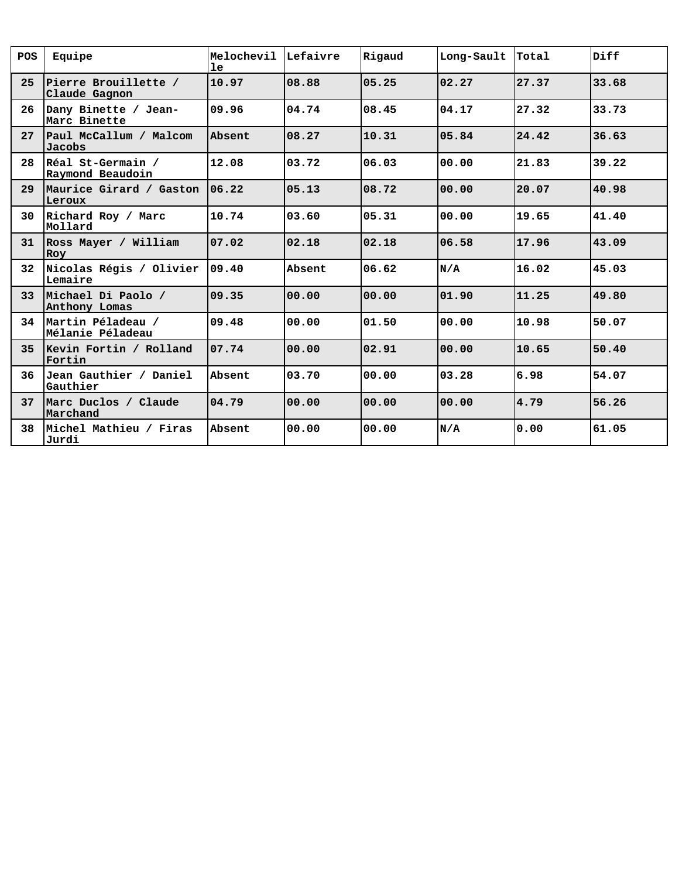| POS | Equipe | Melocheville | Lefaivre | Rigaud | Long-Sault | Total | Diff |
| --- | --- | --- | --- | --- | --- | --- | --- |
| 25 | Pierre Brouillette / Claude Gagnon | 10.97 | 08.88 | 05.25 | 02.27 | 27.37 | 33.68 |
| 26 | Dany Binette / Jean-Marc Binette | 09.96 | 04.74 | 08.45 | 04.17 | 27.32 | 33.73 |
| 27 | Paul McCallum / Malcom Jacobs | Absent | 08.27 | 10.31 | 05.84 | 24.42 | 36.63 |
| 28 | Réal St-Germain / Raymond Beaudoin | 12.08 | 03.72 | 06.03 | 00.00 | 21.83 | 39.22 |
| 29 | Maurice Girard / Gaston Leroux | 06.22 | 05.13 | 08.72 | 00.00 | 20.07 | 40.98 |
| 30 | Richard Roy / Marc Mollard | 10.74 | 03.60 | 05.31 | 00.00 | 19.65 | 41.40 |
| 31 | Ross Mayer / William Roy | 07.02 | 02.18 | 02.18 | 06.58 | 17.96 | 43.09 |
| 32 | Nicolas Régis / Olivier Lemaire | 09.40 | Absent | 06.62 | N/A | 16.02 | 45.03 |
| 33 | Michael Di Paolo / Anthony Lomas | 09.35 | 00.00 | 00.00 | 01.90 | 11.25 | 49.80 |
| 34 | Martin Péladeau / Mélanie Péladeau | 09.48 | 00.00 | 01.50 | 00.00 | 10.98 | 50.07 |
| 35 | Kevin Fortin / Rolland Fortin | 07.74 | 00.00 | 02.91 | 00.00 | 10.65 | 50.40 |
| 36 | Jean Gauthier / Daniel Gauthier | Absent | 03.70 | 00.00 | 03.28 | 6.98 | 54.07 |
| 37 | Marc Duclos / Claude Marchand | 04.79 | 00.00 | 00.00 | 00.00 | 4.79 | 56.26 |
| 38 | Michel Mathieu / Firas Jurdi | Absent | 00.00 | 00.00 | N/A | 0.00 | 61.05 |